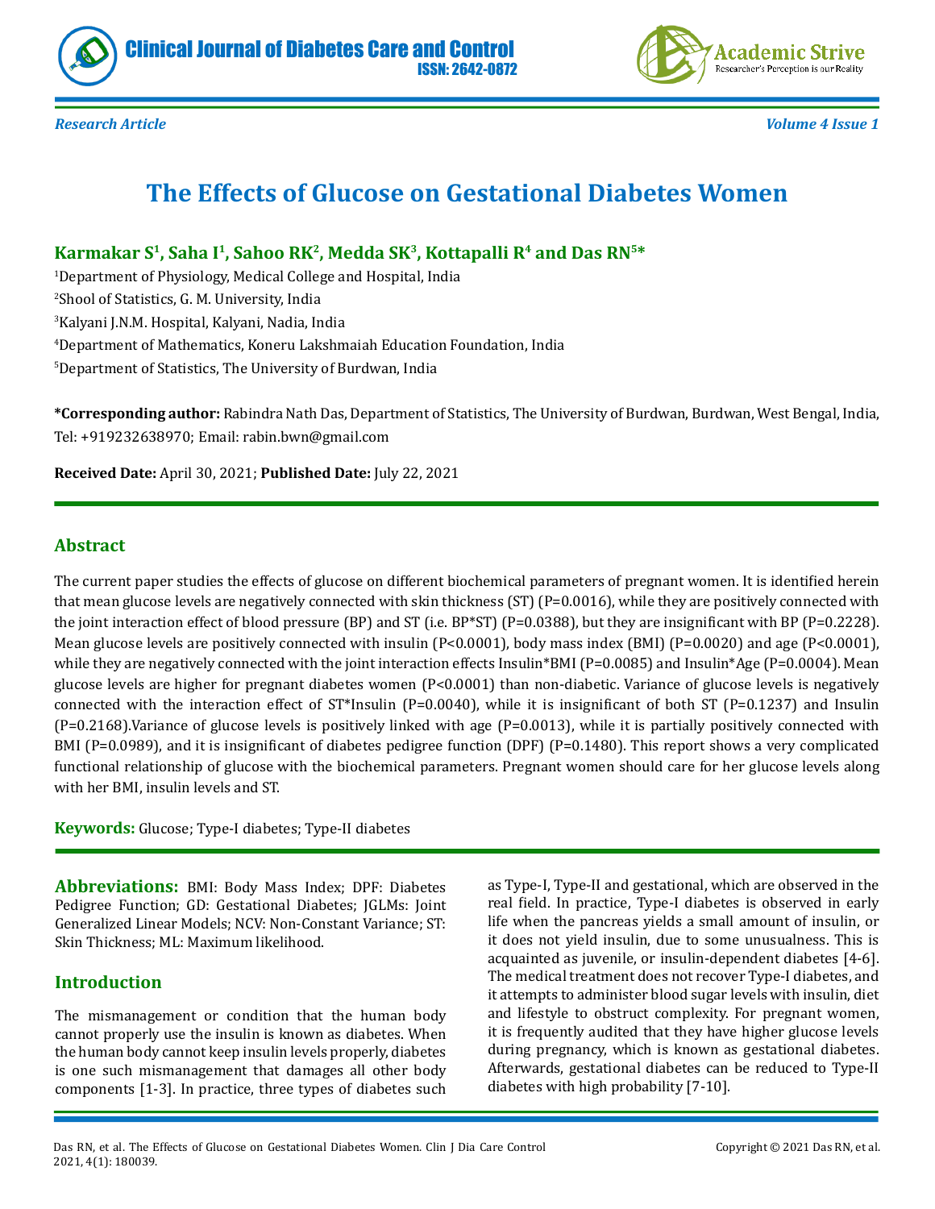Research Article

# The Effects of Glucose on Gestational Diabetes Women

**Karmakar S[1], Saha I[1], Sahoo RK[2], Medda SK[3], Kottapalli R[4] and Das RN[5]***

[1]Department of Physiology, Medical College and Hospital, India

[2]Shool of Statistics, G. M. University, India

[3]Kalyani J.N.M. Hospital, Kalyani, Nadia, India

[4]Department of Mathematics, Koneru Lakshmaiah Education Foundation, India

[5]Department of Statistics, The University of Burdwan, India

***Corresponding author:** Rabindra Nath Das, Department of Statistics, The University of Burdwan, Burdwan, West Bengal, India, Tel: +919232638970; Email: rabin.bwn@gmail.com

**Received Date:** April 30, 2021; **Published Date:** July 22, 2021

## Abstract

The current paper studies the effects of glucose on different biochemical parameters of pregnant women. It is identified herein that mean glucose levels are negatively connected with skin thickness (ST) (P=0.0016), while they are positively connected with the joint interaction effect of blood pressure (BP) and ST (i.e. BP*ST) (P=0.0388), but they are insignificant with BP (P=0.2228). Mean glucose levels are positively connected with insulin (P<0.0001), body mass index (BMI) (P=0.0020) and age (P<0.0001), while they are negatively connected with the joint interaction effects Insulin*BMI (P=0.0085) and Insulin*Age (P=0.0004). Mean glucose levels are higher for pregnant diabetes women (P<0.0001) than non-diabetic. Variance of glucose levels is negatively connected with the interaction effect of ST*Insulin (P=0.0040), while it is insignificant of both ST (P=0.1237) and Insulin (P=0.2168).Variance of glucose levels is positively linked with age (P=0.0013), while it is partially positively connected with BMI (P=0.0989), and it is insignificant of diabetes pedigree function (DPF) (P=0.1480). This report shows a very complicated functional relationship of glucose with the biochemical parameters. Pregnant women should care for her glucose levels along with her BMI, insulin levels and ST.

**Keywords:** Glucose; Type-I diabetes; Type-II diabetes

**Abbreviations:** BMI: Body Mass Index; DPF: Diabetes Pedigree Function; GD: Gestational Diabetes; JGLMs: Joint Generalized Linear Models; NCV: Non-Constant Variance; ST: Skin Thickness; ML: Maximum likelihood.

## Introduction

The mismanagement or condition that the human body cannot properly use the insulin is known as diabetes. When the human body cannot keep insulin levels properly, diabetes is one such mismanagement that damages all other body components [1-3]. In practice, three types of diabetes such as Type-I, Type-II and gestational, which are observed in the real field. In practice, Type-I diabetes is observed in early life when the pancreas yields a small amount of insulin, or it does not yield insulin, due to some unusualness. This is acquainted as juvenile, or insulin-dependent diabetes [4-6]. The medical treatment does not recover Type-I diabetes, and it attempts to administer blood sugar levels with insulin, diet and lifestyle to obstruct complexity. For pregnant women, it is frequently audited that they have higher glucose levels during pregnancy, which is known as gestational diabetes. Afterwards, gestational diabetes can be reduced to Type-II diabetes with high probability [7-10].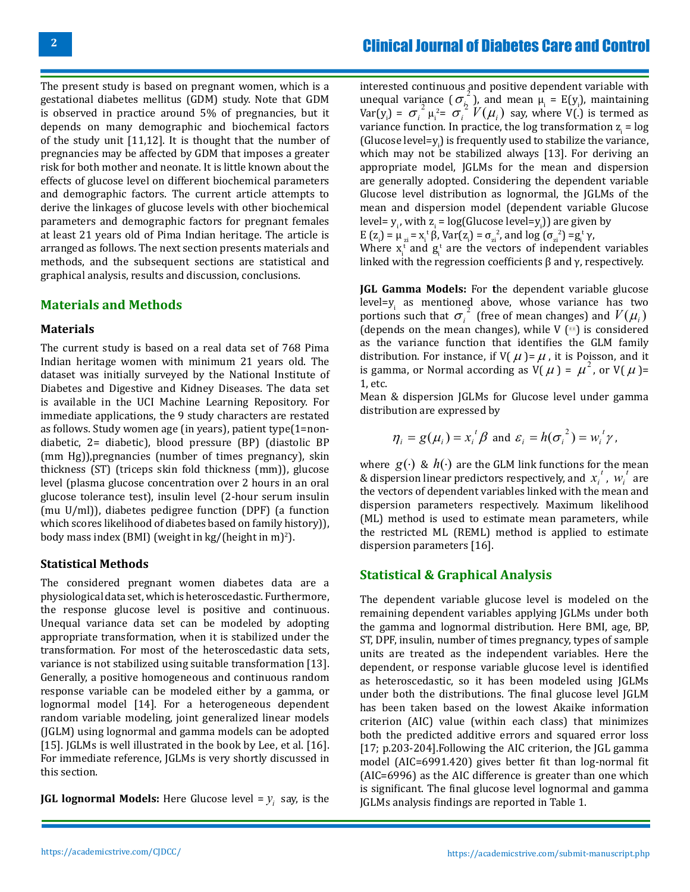The present study is based on pregnant women, which is a gestational diabetes mellitus (GDM) study. Note that GDM is observed in practice around 5% of pregnancies, but it depends on many demographic and biochemical factors of the study unit [11,12]. It is thought that the number of pregnancies may be affected by GDM that imposes a greater risk for both mother and neonate. It is little known about the effects of glucose level on different biochemical parameters and demographic factors. The current article attempts to derive the linkages of glucose levels with other biochemical parameters and demographic factors for pregnant females at least 21 years old of Pima Indian heritage. The article is arranged as follows. The next section presents materials and methods, and the subsequent sections are statistical and graphical analysis, results and discussion, conclusions.

## Materials and Methods

### Materials

The current study is based on a real data set of 768 Pima Indian heritage women with minimum 21 years old. The dataset was initially surveyed by the National Institute of Diabetes and Digestive and Kidney Diseases. The data set is available in the UCI Machine Learning Repository. For immediate applications, the 9 study characters are restated as follows. Study women age (in years), patient type(1=non-diabetic, 2= diabetic), blood pressure (BP) (diastolic BP (mm Hg)),pregnancies (number of times pregnancy), skin thickness (ST) (triceps skin fold thickness (mm)), glucose level (plasma glucose concentration over 2 hours in an oral glucose tolerance test), insulin level (2-hour serum insulin (mu U/ml)), diabetes pedigree function (DPF) (a function which scores likelihood of diabetes based on family history)), body mass index (BMI) (weight in kg/(height in m)$^2$).

### Statistical Methods

The considered pregnant women diabetes data are a physiological data set, which is heteroscedastic. Furthermore, the response glucose level is positive and continuous. Unequal variance data set can be modeled by adopting appropriate transformation, when it is stabilized under the transformation. For most of the heteroscedastic data sets, variance is not stabilized using suitable transformation [13]. Generally, a positive homogeneous and continuous random response variable can be modeled either by a gamma, or lognormal model [14]. For a heterogeneous dependent random variable modeling, joint generalized linear models (JGLM) using lognormal and gamma models can be adopted [15]. JGLMs is well illustrated in the book by Lee, et al. [16]. For immediate reference, JGLMs is very shortly discussed in this section.

**JGL lognormal Models:** Here Glucose level = $y_i$ say, is the interested continuous and positive dependent variable with unequal variance ($\sigma_{i}^{2}$), and mean $\mu_i$ = E($y_i$), maintaining Var($y_i$) = $\sigma_i^2 \mu_i^2$= $\sigma_i^2 V(\mu_i)$ say, where V(.) is termed as variance function. In practice, the log transformation $z_i$ = log (Glucose level=$y_i$) is frequently used to stabilize the variance, which may not be stabilized always [13]. For deriving an appropriate model, JGLMs for the mean and dispersion are generally adopted. Considering the dependent variable Glucose level distribution as lognormal, the JGLMs of the mean and dispersion model (dependent variable Glucose level= $y_i$, with $z_i$ = log(Glucose level=$y_i$)) are given by

$E(z_i) = \mu_{zi} = x_i^t \beta$, $Var(z_i) = \sigma_{zi}^2$, and $\log(\sigma_{zi}^2) = g_i^t \gamma$,

Where $x_i^t$ and $g_i^t$ are the vectors of independent variables linked with the regression coefficients β and γ, respectively.

**JGL Gamma Models:** For the dependent variable glucose level=$y_i$ as mentioned above, whose variance has two portions such that $\sigma_i^2$ (free of mean changes) and $V(\mu_i)$ (depends on the mean changes), while V (·) is considered as the variance function that identifies the GLM family distribution. For instance, if V($\mu$)= $\mu$, it is Poisson, and it is gamma, or Normal according as V($\mu$) = $\mu^2$, or V($\mu$)= 1, etc.

Mean & dispersion JGLMs for Glucose level under gamma distribution are expressed by

$$\eta_i = g(\mu_i) = x_i^t \beta \text{ and } \varepsilon_i = h(\sigma_i^2) = w_i^t \gamma,$$

where $g(\cdot)$ & $h(\cdot)$ are the GLM link functions for the mean & dispersion linear predictors respectively, and $x_i^t$, $w_i^t$ are the vectors of dependent variables linked with the mean and dispersion parameters respectively. Maximum likelihood (ML) method is used to estimate mean parameters, while the restricted ML (REML) method is applied to estimate dispersion parameters [16].

## Statistical & Graphical Analysis

The dependent variable glucose level is modeled on the remaining dependent variables applying JGLMs under both the gamma and lognormal distribution. Here BMI, age, BP, ST, DPF, insulin, number of times pregnancy, types of sample units are treated as the independent variables. Here the dependent, or response variable glucose level is identified as heteroscedastic, so it has been modeled using JGLMs under both the distributions. The final glucose level JGLM has been taken based on the lowest Akaike information criterion (AIC) value (within each class) that minimizes both the predicted additive errors and squared error loss [17; p.203-204].Following the AIC criterion, the JGL gamma model (AIC=6991.420) gives better fit than log-normal fit (AIC=6996) as the AIC difference is greater than one which is significant. The final glucose level lognormal and gamma JGLMs analysis findings are reported in Table 1.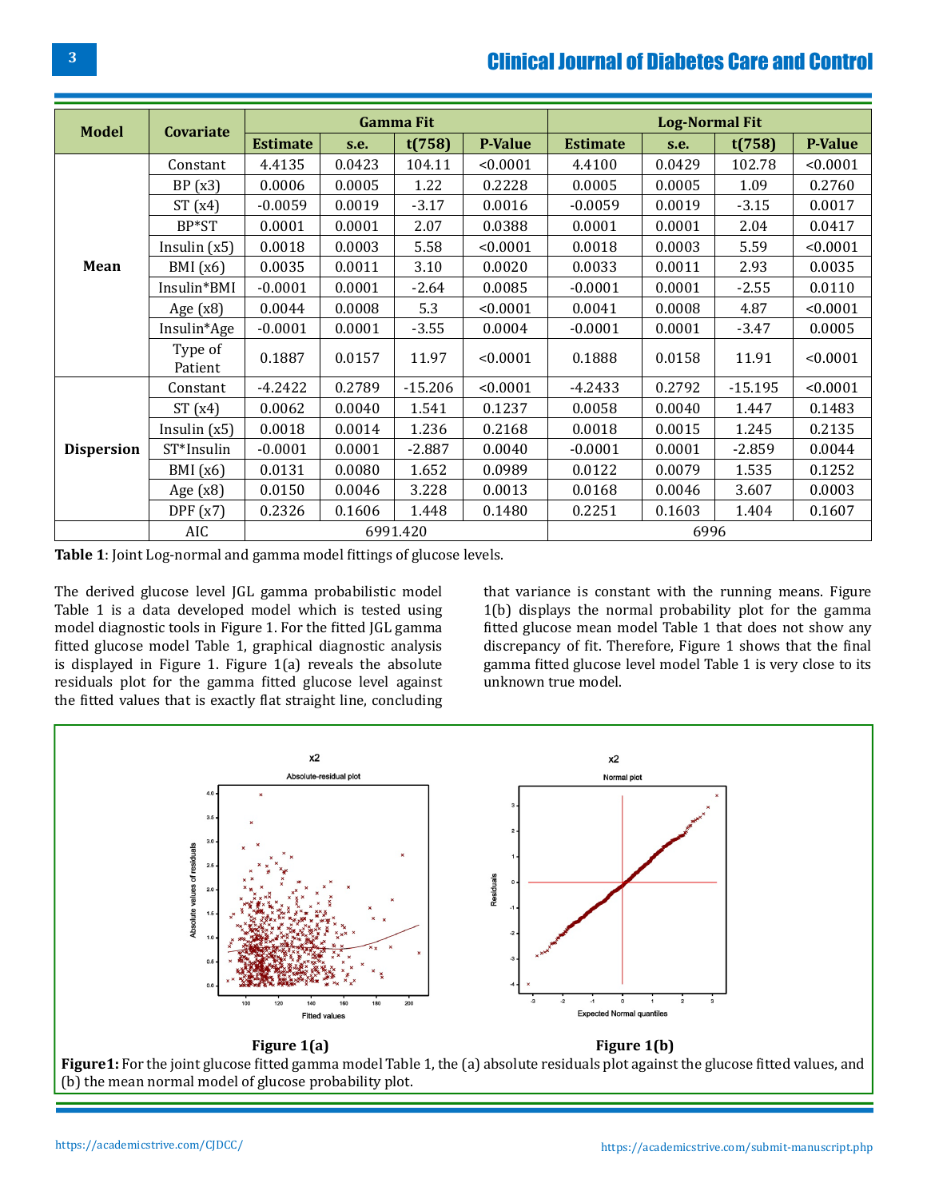| Model | Covariate | Gamma Fit | | | | Log-Normal Fit | | | |
|---|---|---|---|---|---|---|---|---|---|
| | | Estimate | s.e. | t(758) | P-Value | Estimate | s.e. | t(758) | P-Value |
| Mean | Constant | 4.4135 | 0.0423 | 104.11 | <0.0001 | 4.4100 | 0.0429 | 102.78 | <0.0001 |
| | BP (x3) | 0.0006 | 0.0005 | 1.22 | 0.2228 | 0.0005 | 0.0005 | 1.09 | 0.2760 |
| | ST (x4) | -0.0059 | 0.0019 | -3.17 | 0.0016 | -0.0059 | 0.0019 | -3.15 | 0.0017 |
| | BP*ST | 0.0001 | 0.0001 | 2.07 | 0.0388 | 0.0001 | 0.0001 | 2.04 | 0.0417 |
| | Insulin (x5) | 0.0018 | 0.0003 | 5.58 | <0.0001 | 0.0018 | 0.0003 | 5.59 | <0.0001 |
| | BMI (x6) | 0.0035 | 0.0011 | 3.10 | 0.0020 | 0.0033 | 0.0011 | 2.93 | 0.0035 |
| | Insulin*BMI | -0.0001 | 0.0001 | -2.64 | 0.0085 | -0.0001 | 0.0001 | -2.55 | 0.0110 |
| | Age (x8) | 0.0044 | 0.0008 | 5.3 | <0.0001 | 0.0041 | 0.0008 | 4.87 | <0.0001 |
| | Insulin*Age | -0.0001 | 0.0001 | -3.55 | 0.0004 | -0.0001 | 0.0001 | -3.47 | 0.0005 |
| | Type of Patient | 0.1887 | 0.0157 | 11.97 | <0.0001 | 0.1888 | 0.0158 | 11.91 | <0.0001 |
| Dispersion | Constant | -4.2422 | 0.2789 | -15.206 | <0.0001 | -4.2433 | 0.2792 | -15.195 | <0.0001 |
| | ST (x4) | 0.0062 | 0.0040 | 1.541 | 0.1237 | 0.0058 | 0.0040 | 1.447 | 0.1483 |
| | Insulin (x5) | 0.0018 | 0.0014 | 1.236 | 0.2168 | 0.0018 | 0.0015 | 1.245 | 0.2135 |
| | ST*Insulin | -0.0001 | 0.0001 | -2.887 | 0.0040 | -0.0001 | 0.0001 | -2.859 | 0.0044 |
| | BMI (x6) | 0.0131 | 0.0080 | 1.652 | 0.0989 | 0.0122 | 0.0079 | 1.535 | 0.1252 |
| | Age (x8) | 0.0150 | 0.0046 | 3.228 | 0.0013 | 0.0168 | 0.0046 | 3.607 | 0.0003 |
| | DPF (x7) | 0.2326 | 0.1606 | 1.448 | 0.1480 | 0.2251 | 0.1603 | 1.404 | 0.1607 |
| | AIC | 6991.420 | | | | 6996 | | | |

**Table 1**: Joint Log-normal and gamma model fittings of glucose levels.

The derived glucose level JGL gamma probabilistic model Table 1 is a data developed model which is tested using model diagnostic tools in Figure 1. For the fitted JGL gamma fitted glucose model Table 1, graphical diagnostic analysis is displayed in Figure 1. Figure 1(a) reveals the absolute residuals plot for the gamma fitted glucose level against the fitted values that is exactly flat straight line, concluding that variance is constant with the running means. Figure 1(b) displays the normal probability plot for the gamma fitted glucose mean model Table 1 that does not show any discrepancy of fit. Therefore, Figure 1 shows that the final gamma fitted glucose level model Table 1 is very close to its unknown true model.

Figure 1(a)

Figure 1(b)

**Figure1:** For the joint glucose fitted gamma model Table 1, the (a) absolute residuals plot against the glucose fitted values, and (b) the mean normal model of glucose probability plot.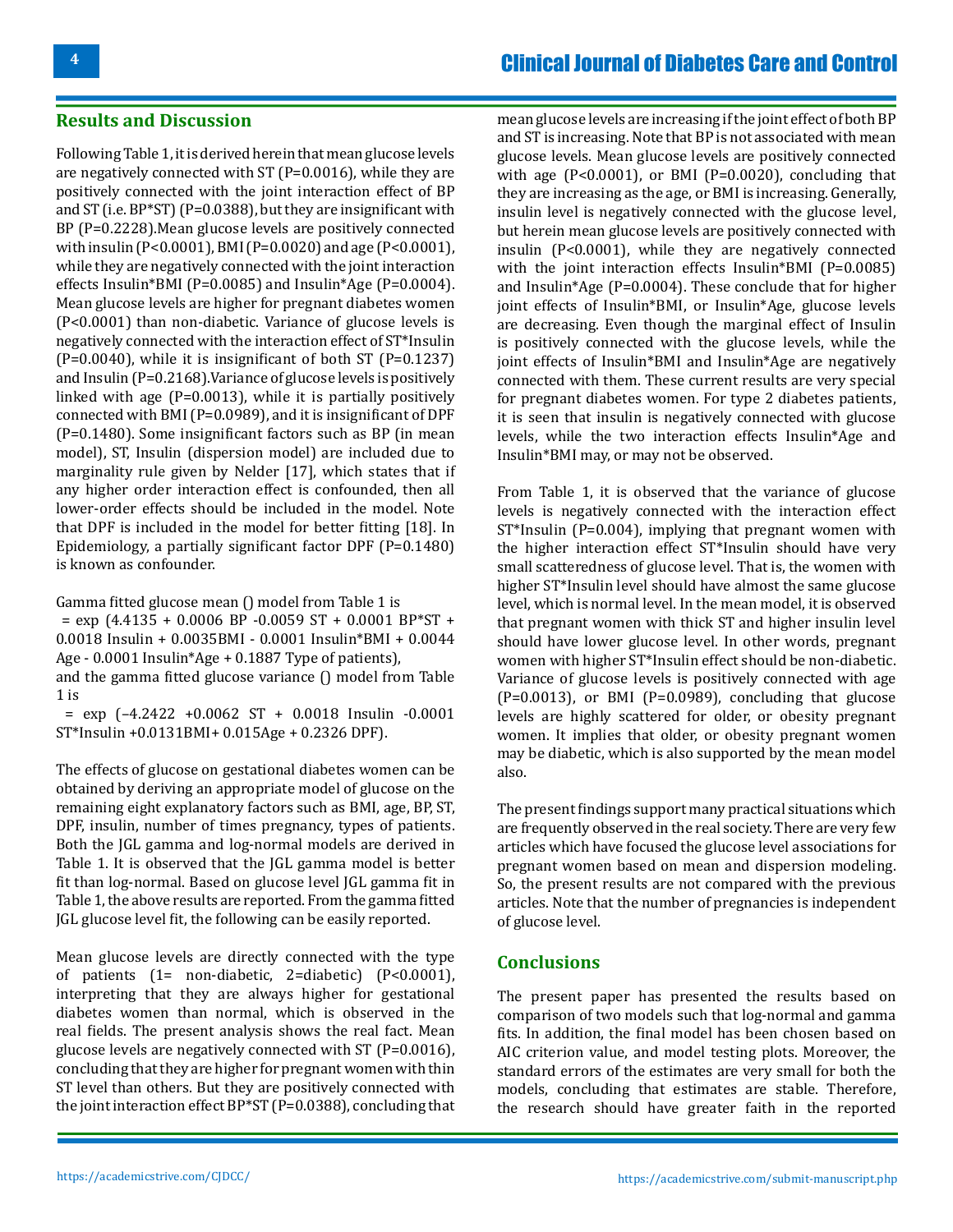## Results and Discussion

Following Table 1, it is derived herein that mean glucose levels are negatively connected with ST (P=0.0016), while they are positively connected with the joint interaction effect of BP and ST (i.e. BP*ST) (P=0.0388), but they are insignificant with BP (P=0.2228).Mean glucose levels are positively connected with insulin (P<0.0001), BMI (P=0.0020) and age (P<0.0001), while they are negatively connected with the joint interaction effects Insulin*BMI (P=0.0085) and Insulin*Age (P=0.0004). Mean glucose levels are higher for pregnant diabetes women (P<0.0001) than non-diabetic. Variance of glucose levels is negatively connected with the interaction effect of ST*Insulin (P=0.0040), while it is insignificant of both ST (P=0.1237) and Insulin (P=0.2168).Variance of glucose levels is positively linked with age (P=0.0013), while it is partially positively connected with BMI (P=0.0989), and it is insignificant of DPF (P=0.1480). Some insignificant factors such as BP (in mean model), ST, Insulin (dispersion model) are included due to marginality rule given by Nelder [17], which states that if any higher order interaction effect is confounded, then all lower-order effects should be included in the model. Note that DPF is included in the model for better fitting [18]. In Epidemiology, a partially significant factor DPF (P=0.1480) is known as confounder.

Gamma fitted glucose mean () model from Table 1 is

= exp (4.4135 + 0.0006 BP -0.0059 ST + 0.0001 BP*ST + 0.0018 Insulin + 0.0035BMI - 0.0001 Insulin*BMI + 0.0044 Age - 0.0001 Insulin*Age + 0.1887 Type of patients),

and the gamma fitted glucose variance () model from Table 1 is

= exp (–4.2422 +0.0062 ST + 0.0018 Insulin -0.0001 ST*Insulin +0.0131BMI+ 0.015Age + 0.2326 DPF).

The effects of glucose on gestational diabetes women can be obtained by deriving an appropriate model of glucose on the remaining eight explanatory factors such as BMI, age, BP, ST, DPF, insulin, number of times pregnancy, types of patients. Both the JGL gamma and log-normal models are derived in Table 1. It is observed that the JGL gamma model is better fit than log-normal. Based on glucose level JGL gamma fit in Table 1, the above results are reported. From the gamma fitted JGL glucose level fit, the following can be easily reported.

Mean glucose levels are directly connected with the type of patients (1= non-diabetic, 2=diabetic) (P<0.0001), interpreting that they are always higher for gestational diabetes women than normal, which is observed in the real fields. The present analysis shows the real fact. Mean glucose levels are negatively connected with ST (P=0.0016), concluding that they are higher for pregnant women with thin ST level than others. But they are positively connected with the joint interaction effect BP*ST (P=0.0388), concluding that mean glucose levels are increasing if the joint effect of both BP and ST is increasing. Note that BP is not associated with mean glucose levels. Mean glucose levels are positively connected with age (P<0.0001), or BMI (P=0.0020), concluding that they are increasing as the age, or BMI is increasing. Generally, insulin level is negatively connected with the glucose level, but herein mean glucose levels are positively connected with insulin (P<0.0001), while they are negatively connected with the joint interaction effects Insulin*BMI (P=0.0085) and Insulin*Age (P=0.0004). These conclude that for higher joint effects of Insulin*BMI, or Insulin*Age, glucose levels are decreasing. Even though the marginal effect of Insulin is positively connected with the glucose levels, while the joint effects of Insulin*BMI and Insulin*Age are negatively connected with them. These current results are very special for pregnant diabetes women. For type 2 diabetes patients, it is seen that insulin is negatively connected with glucose levels, while the two interaction effects Insulin*Age and Insulin*BMI may, or may not be observed.

From Table 1, it is observed that the variance of glucose levels is negatively connected with the interaction effect ST*Insulin (P=0.004), implying that pregnant women with the higher interaction effect ST*Insulin should have very small scatteredness of glucose level. That is, the women with higher ST*Insulin level should have almost the same glucose level, which is normal level. In the mean model, it is observed that pregnant women with thick ST and higher insulin level should have lower glucose level. In other words, pregnant women with higher ST*Insulin effect should be non-diabetic. Variance of glucose levels is positively connected with age (P=0.0013), or BMI (P=0.0989), concluding that glucose levels are highly scattered for older, or obesity pregnant women. It implies that older, or obesity pregnant women may be diabetic, which is also supported by the mean model also.

The present findings support many practical situations which are frequently observed in the real society. There are very few articles which have focused the glucose level associations for pregnant women based on mean and dispersion modeling. So, the present results are not compared with the previous articles. Note that the number of pregnancies is independent of glucose level.

## Conclusions

The present paper has presented the results based on comparison of two models such that log-normal and gamma fits. In addition, the final model has been chosen based on AIC criterion value, and model testing plots. Moreover, the standard errors of the estimates are very small for both the models, concluding that estimates are stable. Therefore, the research should have greater faith in the reported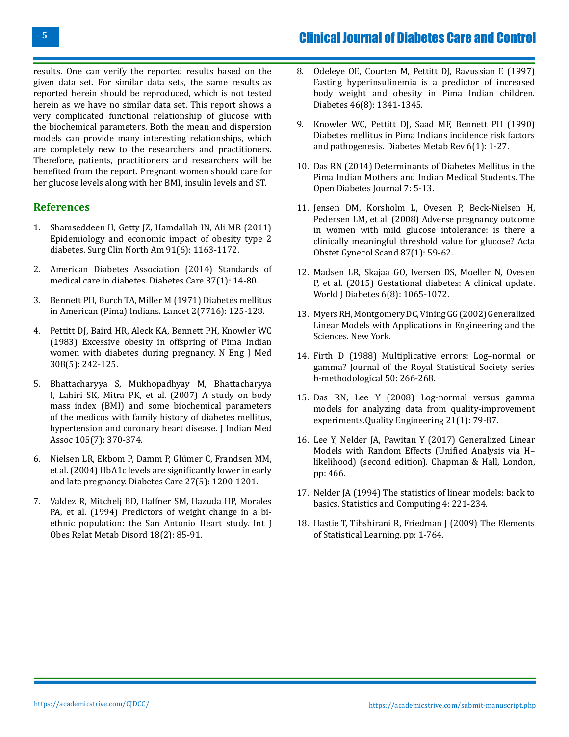results. One can verify the reported results based on the given data set. For similar data sets, the same results as reported herein should be reproduced, which is not tested herein as we have no similar data set. This report shows a very complicated functional relationship of glucose with the biochemical parameters. Both the mean and dispersion models can provide many interesting relationships, which are completely new to the researchers and practitioners. Therefore, patients, practitioners and researchers will be benefited from the report. Pregnant women should care for her glucose levels along with her BMI, insulin levels and ST.

## References

1. Shamseddeen H, Getty JZ, Hamdallah IN, Ali MR (2011) Epidemiology and economic impact of obesity type 2 diabetes. Surg Clin North Am 91(6): 1163-1172.
2. American Diabetes Association (2014) Standards of medical care in diabetes. Diabetes Care 37(1): 14-80.
3. Bennett PH, Burch TA, Miller M (1971) Diabetes mellitus in American (Pima) Indians. Lancet 2(7716): 125-128.
4. Pettitt DJ, Baird HR, Aleck KA, Bennett PH, Knowler WC (1983) Excessive obesity in offspring of Pima Indian women with diabetes during pregnancy. N Eng J Med 308(5): 242-125.
5. Bhattacharyya S, Mukhopadhyay M, Bhattacharyya I, Lahiri SK, Mitra PK, et al. (2007) A study on body mass index (BMI) and some biochemical parameters of the medicos with family history of diabetes mellitus, hypertension and coronary heart disease. J Indian Med Assoc 105(7): 370-374.
6. Nielsen LR, Ekbom P, Damm P, Glümer C, Frandsen MM, et al. (2004) HbA1c levels are significantly lower in early and late pregnancy. Diabetes Care 27(5): 1200-1201.
7. Valdez R, Mitchelj BD, Haffner SM, Hazuda HP, Morales PA, et al. (1994) Predictors of weight change in a bi-ethnic population: the San Antonio Heart study. Int J Obes Relat Metab Disord 18(2): 85-91.
8. Odeleye OE, Courten M, Pettitt DJ, Ravussian E (1997) Fasting hyperinsulinemia is a predictor of increased body weight and obesity in Pima Indian children. Diabetes 46(8): 1341-1345.
9. Knowler WC, Pettitt DJ, Saad MF, Bennett PH (1990) Diabetes mellitus in Pima Indians incidence risk factors and pathogenesis. Diabetes Metab Rev 6(1): 1-27.
10. Das RN (2014) Determinants of Diabetes Mellitus in the Pima Indian Mothers and Indian Medical Students. The Open Diabetes Journal 7: 5-13.
11. Jensen DM, Korsholm L, Ovesen P, Beck-Nielsen H, Pedersen LM, et al. (2008) Adverse pregnancy outcome in women with mild glucose intolerance: is there a clinically meaningful threshold value for glucose? Acta Obstet Gynecol Scand 87(1): 59-62.
12. Madsen LR, Skajaa GO, Iversen DS, Moeller N, Ovesen P, et al. (2015) Gestational diabetes: A clinical update. World J Diabetes 6(8): 1065-1072.
13. Myers RH, Montgomery DC, Vining GG (2002) Generalized Linear Models with Applications in Engineering and the Sciences. New York.
14. Firth D (1988) Multiplicative errors: Log–normal or gamma? Journal of the Royal Statistical Society series b-methodological 50: 266-268.
15. Das RN, Lee Y (2008) Log-normal versus gamma models for analyzing data from quality-improvement experiments.Quality Engineering 21(1): 79-87.
16. Lee Y, Nelder JA, Pawitan Y (2017) Generalized Linear Models with Random Effects (Unified Analysis via H–likelihood) (second edition). Chapman & Hall, London, pp: 466.
17. Nelder JA (1994) The statistics of linear models: back to basics. Statistics and Computing 4: 221-234.
18. Hastie T, Tibshirani R, Friedman J (2009) The Elements of Statistical Learning. pp: 1-764.